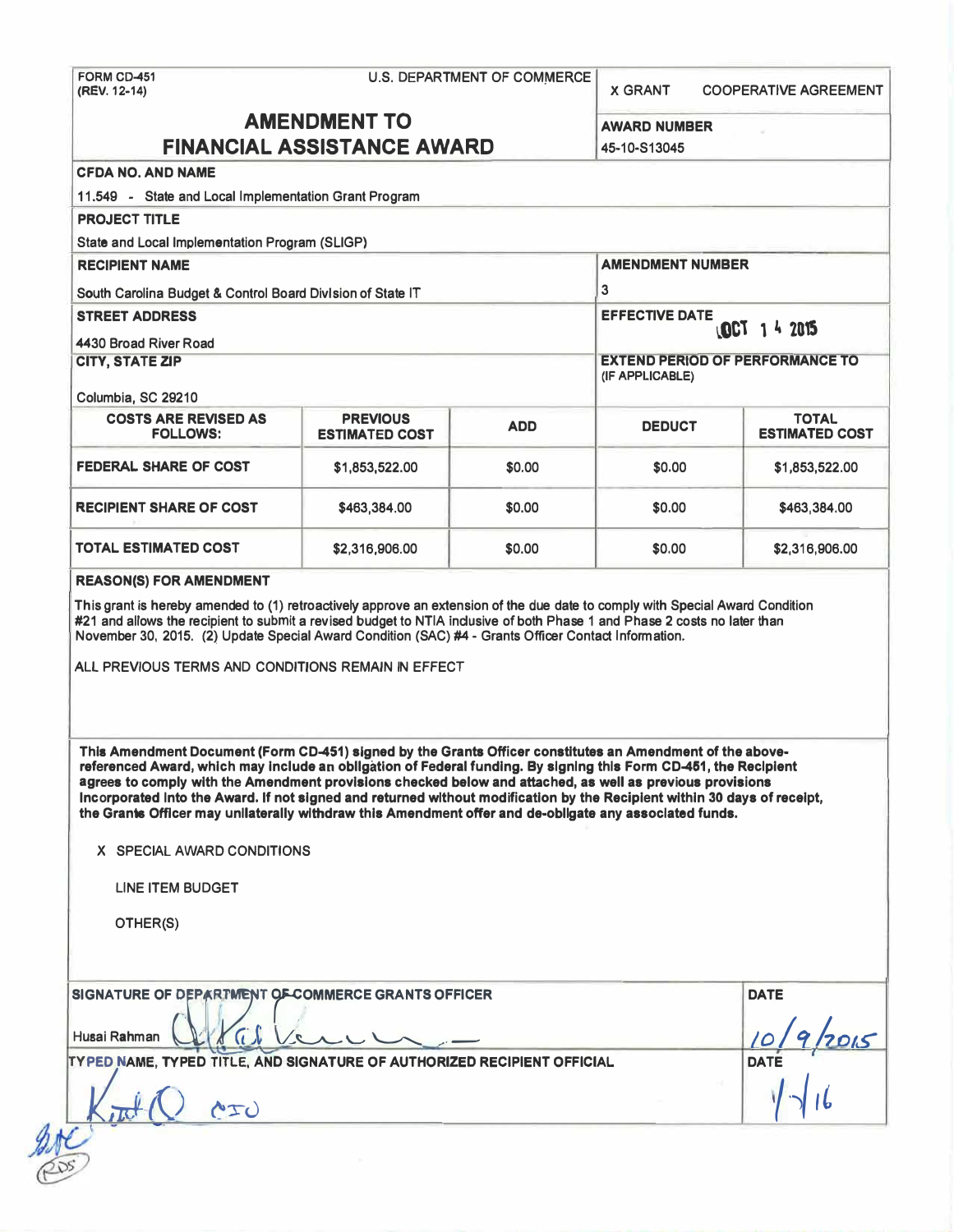FORM CD-451
(REV. 12-14)

U.S. DEPARTMENT OF COMMERCE

X GRANT    COOPERATIVE AGREEMENT

# AMENDMENT TO FINANCIAL ASSISTANCE AWARD

**AWARD NUMBER**
45-10-S13045

**CFDA NO. AND NAME**
11.549 - State and Local Implementation Grant Program

**PROJECT TITLE**
State and Local Implementation Program (SLIGP)

**RECIPIENT NAME**
South Carolina Budget & Control Board Division of State IT

**AMENDMENT NUMBER**
3

**STREET ADDRESS**
4430 Broad River Road

**EFFECTIVE DATE**
OCT 14 2015

**CITY, STATE ZIP**
Columbia, SC 29210

**EXTEND PERIOD OF PERFORMANCE TO (IF APPLICABLE)**

| COSTS ARE REVISED AS FOLLOWS: | PREVIOUS ESTIMATED COST | ADD | DEDUCT | TOTAL ESTIMATED COST |
|---|---|---|---|---|
| FEDERAL SHARE OF COST | $1,853,522.00 | $0.00 | $0.00 | $1,853,522.00 |
| RECIPIENT SHARE OF COST | $463,384.00 | $0.00 | $0.00 | $463,384.00 |
| TOTAL ESTIMATED COST | $2,316,906.00 | $0.00 | $0.00 | $2,316,906.00 |

**REASON(S) FOR AMENDMENT**

This grant is hereby amended to (1) retroactively approve an extension of the due date to comply with Special Award Condition #21 and allows the recipient to submit a revised budget to NTIA inclusive of both Phase 1 and Phase 2 costs no later than November 30, 2015. (2) Update Special Award Condition (SAC) #4 - Grants Officer Contact Information.

ALL PREVIOUS TERMS AND CONDITIONS REMAIN IN EFFECT

**This Amendment Document (Form CD-451) signed by the Grants Officer constitutes an Amendment of the above-referenced Award, which may include an obligation of Federal funding. By signing this Form CD-451, the Recipient agrees to comply with the Amendment provisions checked below and attached, as well as previous provisions incorporated into the Award. If not signed and returned without modification by the Recipient within 30 days of receipt, the Grants Officer may unilaterally withdraw this Amendment offer and de-obligate any associated funds.**

X SPECIAL AWARD CONDITIONS

LINE ITEM BUDGET

OTHER(S)

**SIGNATURE OF DEPARTMENT OF COMMERCE GRANTS OFFICER**
Husai Rahman

**DATE**
10/9/2015

**TYPED NAME, TYPED TITLE, AND SIGNATURE OF AUTHORIZED RECIPIENT OFFICIAL**
Keith O CIO

**DATE**
1/7/16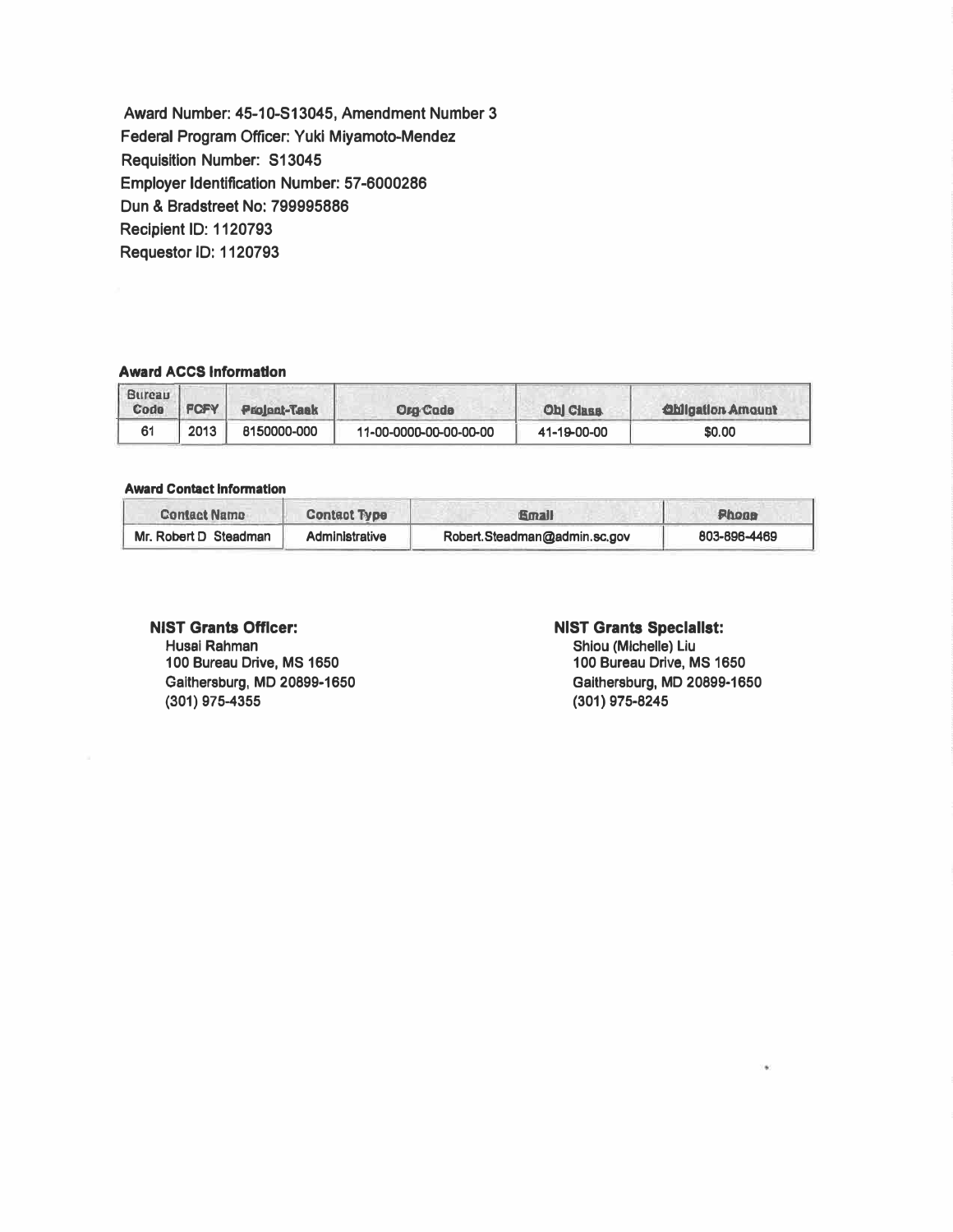Award Number: 45-10-S13045, Amendment Number 3
Federal Program Officer: Yuki Miyamoto-Mendez
Requisition Number: S13045
Employer Identification Number: 57-6000286
Dun & Bradstreet No: 799995886
Recipient ID: 1120793
Requestor ID: 1120793

**Award ACCS Information**

| Bureau Code | FCFY | Project-Task | Org Code | Obj Class | Obligation Amount |
|---|---|---|---|---|---|
| 61 | 2013 | 8150000-000 | 11-00-0000-00-00-00-00 | 41-19-00-00 | $0.00 |

**Award Contact Information**

| Contact Name | Contact Type | Email | Phone |
|---|---|---|---|
| Mr. Robert D Steadman | Administrative | Robert.Steadman@admin.sc.gov | 803-896-4469 |

**NIST Grants Officer:**
Husai Rahman
100 Bureau Drive, MS 1650
Gaithersburg, MD 20899-1650
(301) 975-4355

**NIST Grants Specialist:**
Shiou (Michelle) Liu
100 Bureau Drive, MS 1650
Gaithersburg, MD 20899-1650
(301) 975-8245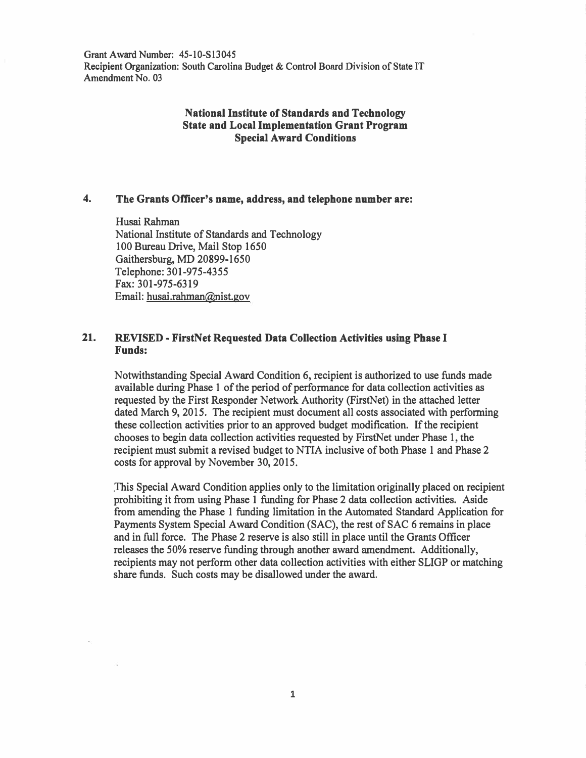Grant Award Number: 45-10-S13045
Recipient Organization: South Carolina Budget & Control Board Division of State IT
Amendment No. 03

**National Institute of Standards and Technology**
**State and Local Implementation Grant Program**
**Special Award Conditions**

**4. The Grants Officer's name, address, and telephone number are:**

Husai Rahman
National Institute of Standards and Technology
100 Bureau Drive, Mail Stop 1650
Gaithersburg, MD 20899-1650
Telephone: 301-975-4355
Fax: 301-975-6319
Email: husai.rahman@nist.gov

**21. REVISED - FirstNet Requested Data Collection Activities using Phase I Funds:**

Notwithstanding Special Award Condition 6, recipient is authorized to use funds made available during Phase 1 of the period of performance for data collection activities as requested by the First Responder Network Authority (FirstNet) in the attached letter dated March 9, 2015. The recipient must document all costs associated with performing these collection activities prior to an approved budget modification. If the recipient chooses to begin data collection activities requested by FirstNet under Phase 1, the recipient must submit a revised budget to NTIA inclusive of both Phase 1 and Phase 2 costs for approval by November 30, 2015.

This Special Award Condition applies only to the limitation originally placed on recipient prohibiting it from using Phase 1 funding for Phase 2 data collection activities. Aside from amending the Phase 1 funding limitation in the Automated Standard Application for Payments System Special Award Condition (SAC), the rest of SAC 6 remains in place and in full force. The Phase 2 reserve is also still in place until the Grants Officer releases the 50% reserve funding through another award amendment. Additionally, recipients may not perform other data collection activities with either SLIGP or matching share funds. Such costs may be disallowed under the award.